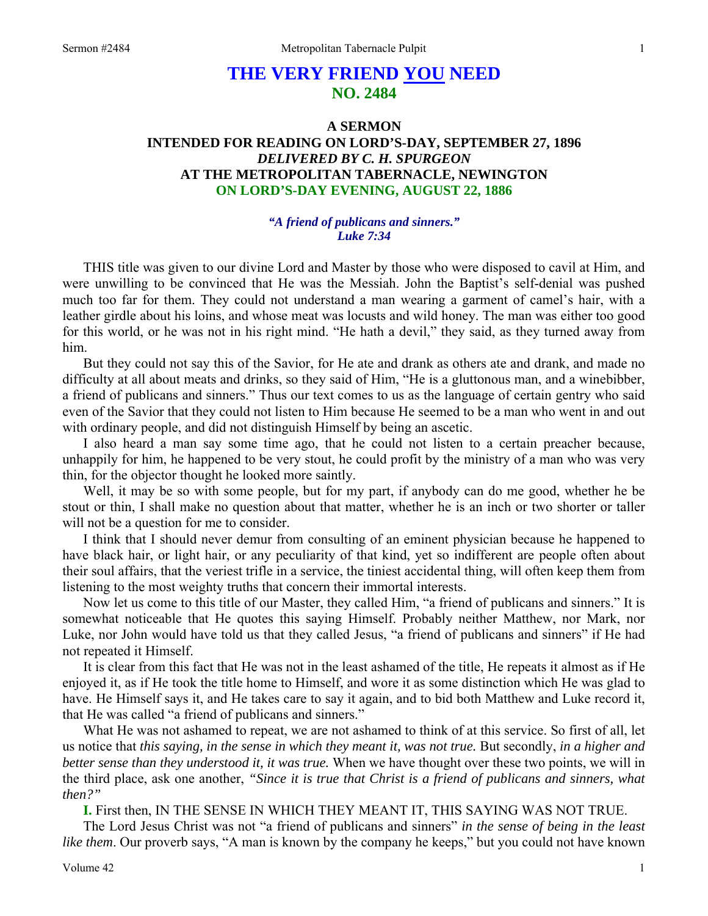# THE VERY FRIEND YOU NEED
## NO. 2484

### A SERMON
### INTENDED FOR READING ON LORD'S-DAY, SEPTEMBER 27, 1896
### *DELIVERED BY C. H. SPURGEON*
### AT THE METROPOLITAN TABERNACLE, NEWINGTON
### ON LORD'S-DAY EVENING, AUGUST 22, 1886

***"A friend of publicans and sinners."***
***Luke 7:34***

THIS title was given to our divine Lord and Master by those who were disposed to cavil at Him, and were unwilling to be convinced that He was the Messiah. John the Baptist's self-denial was pushed much too far for them. They could not understand a man wearing a garment of camel's hair, with a leather girdle about his loins, and whose meat was locusts and wild honey. The man was either too good for this world, or he was not in his right mind. "He hath a devil," they said, as they turned away from him.

But they could not say this of the Savior, for He ate and drank as others ate and drank, and made no difficulty at all about meats and drinks, so they said of Him, "He is a gluttonous man, and a winebibber, a friend of publicans and sinners." Thus our text comes to us as the language of certain gentry who said even of the Savior that they could not listen to Him because He seemed to be a man who went in and out with ordinary people, and did not distinguish Himself by being an ascetic.

I also heard a man say some time ago, that he could not listen to a certain preacher because, unhappily for him, he happened to be very stout, he could profit by the ministry of a man who was very thin, for the objector thought he looked more saintly.

Well, it may be so with some people, but for my part, if anybody can do me good, whether he be stout or thin, I shall make no question about that matter, whether he is an inch or two shorter or taller will not be a question for me to consider.

I think that I should never demur from consulting of an eminent physician because he happened to have black hair, or light hair, or any peculiarity of that kind, yet so indifferent are people often about their soul affairs, that the veriest trifle in a service, the tiniest accidental thing, will often keep them from listening to the most weighty truths that concern their immortal interests.

Now let us come to this title of our Master, they called Him, "a friend of publicans and sinners." It is somewhat noticeable that He quotes this saying Himself. Probably neither Matthew, nor Mark, nor Luke, nor John would have told us that they called Jesus, "a friend of publicans and sinners" if He had not repeated it Himself.

It is clear from this fact that He was not in the least ashamed of the title, He repeats it almost as if He enjoyed it, as if He took the title home to Himself, and wore it as some distinction which He was glad to have. He Himself says it, and He takes care to say it again, and to bid both Matthew and Luke record it, that He was called "a friend of publicans and sinners."

What He was not ashamed to repeat, we are not ashamed to think of at this service. So first of all, let us notice that *this saying, in the sense in which they meant it, was not true.* But secondly, *in a higher and better sense than they understood it, it was true.* When we have thought over these two points, we will in the third place, ask one another, *"Since it is true that Christ is a friend of publicans and sinners, what then?"*

**I.** First then, IN THE SENSE IN WHICH THEY MEANT IT, THIS SAYING WAS NOT TRUE.

The Lord Jesus Christ was not "a friend of publicans and sinners" *in the sense of being in the least like them*. Our proverb says, "A man is known by the company he keeps," but you could not have known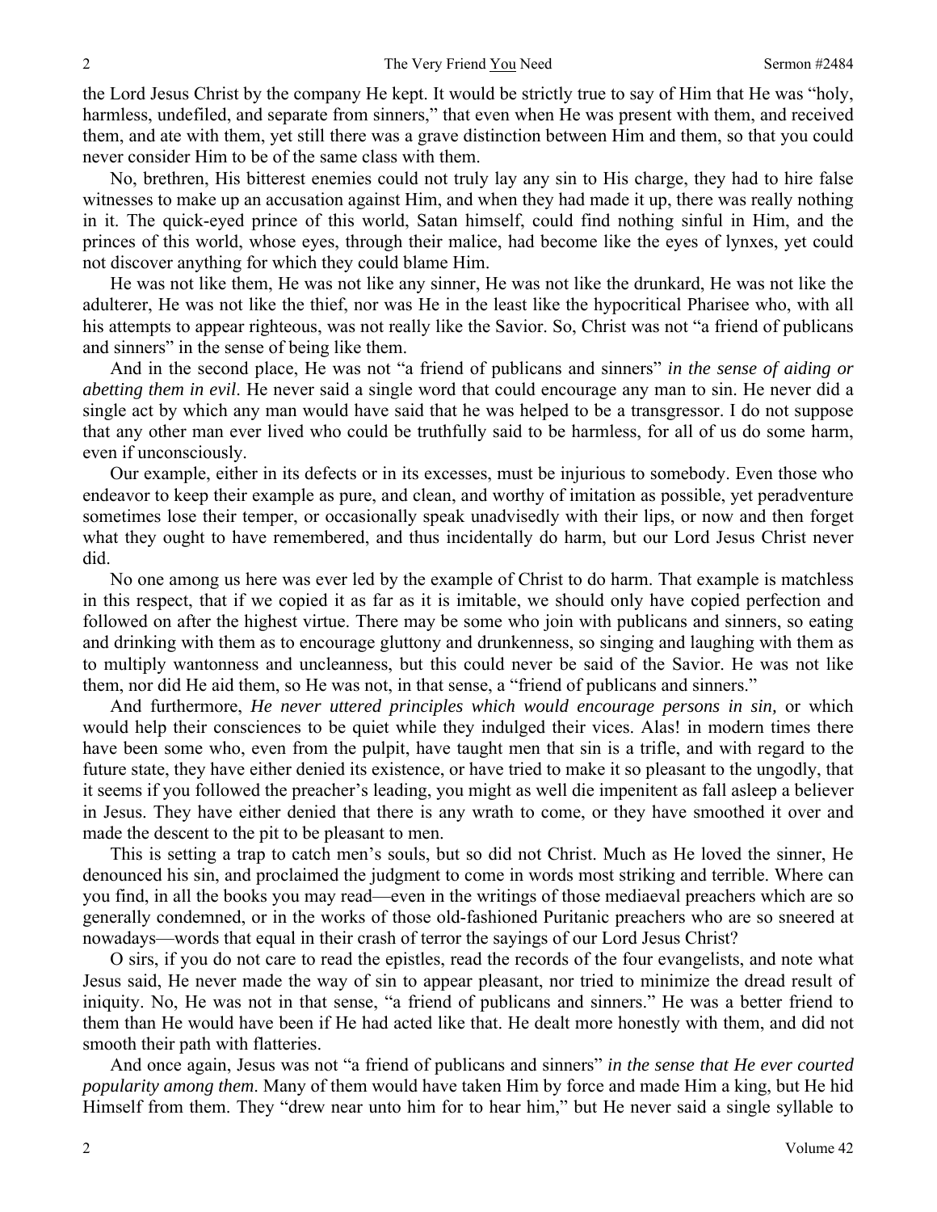the Lord Jesus Christ by the company He kept. It would be strictly true to say of Him that He was "holy, harmless, undefiled, and separate from sinners," that even when He was present with them, and received them, and ate with them, yet still there was a grave distinction between Him and them, so that you could never consider Him to be of the same class with them.

No, brethren, His bitterest enemies could not truly lay any sin to His charge, they had to hire false witnesses to make up an accusation against Him, and when they had made it up, there was really nothing in it. The quick-eyed prince of this world, Satan himself, could find nothing sinful in Him, and the princes of this world, whose eyes, through their malice, had become like the eyes of lynxes, yet could not discover anything for which they could blame Him.

He was not like them, He was not like any sinner, He was not like the drunkard, He was not like the adulterer, He was not like the thief, nor was He in the least like the hypocritical Pharisee who, with all his attempts to appear righteous, was not really like the Savior. So, Christ was not "a friend of publicans and sinners" in the sense of being like them.

And in the second place, He was not "a friend of publicans and sinners" *in the sense of aiding or abetting them in evil*. He never said a single word that could encourage any man to sin. He never did a single act by which any man would have said that he was helped to be a transgressor. I do not suppose that any other man ever lived who could be truthfully said to be harmless, for all of us do some harm, even if unconsciously.

Our example, either in its defects or in its excesses, must be injurious to somebody. Even those who endeavor to keep their example as pure, and clean, and worthy of imitation as possible, yet peradventure sometimes lose their temper, or occasionally speak unadvisedly with their lips, or now and then forget what they ought to have remembered, and thus incidentally do harm, but our Lord Jesus Christ never did.

No one among us here was ever led by the example of Christ to do harm. That example is matchless in this respect, that if we copied it as far as it is imitable, we should only have copied perfection and followed on after the highest virtue. There may be some who join with publicans and sinners, so eating and drinking with them as to encourage gluttony and drunkenness, so singing and laughing with them as to multiply wantonness and uncleanness, but this could never be said of the Savior. He was not like them, nor did He aid them, so He was not, in that sense, a "friend of publicans and sinners."

And furthermore, *He never uttered principles which would encourage persons in sin,* or which would help their consciences to be quiet while they indulged their vices. Alas! in modern times there have been some who, even from the pulpit, have taught men that sin is a trifle, and with regard to the future state, they have either denied its existence, or have tried to make it so pleasant to the ungodly, that it seems if you followed the preacher's leading, you might as well die impenitent as fall asleep a believer in Jesus. They have either denied that there is any wrath to come, or they have smoothed it over and made the descent to the pit to be pleasant to men.

This is setting a trap to catch men's souls, but so did not Christ. Much as He loved the sinner, He denounced his sin, and proclaimed the judgment to come in words most striking and terrible. Where can you find, in all the books you may read—even in the writings of those mediaeval preachers which are so generally condemned, or in the works of those old-fashioned Puritanic preachers who are so sneered at nowadays—words that equal in their crash of terror the sayings of our Lord Jesus Christ?

O sirs, if you do not care to read the epistles, read the records of the four evangelists, and note what Jesus said, He never made the way of sin to appear pleasant, nor tried to minimize the dread result of iniquity. No, He was not in that sense, "a friend of publicans and sinners." He was a better friend to them than He would have been if He had acted like that. He dealt more honestly with them, and did not smooth their path with flatteries.

And once again, Jesus was not "a friend of publicans and sinners" *in the sense that He ever courted popularity among them*. Many of them would have taken Him by force and made Him a king, but He hid Himself from them. They "drew near unto him for to hear him," but He never said a single syllable to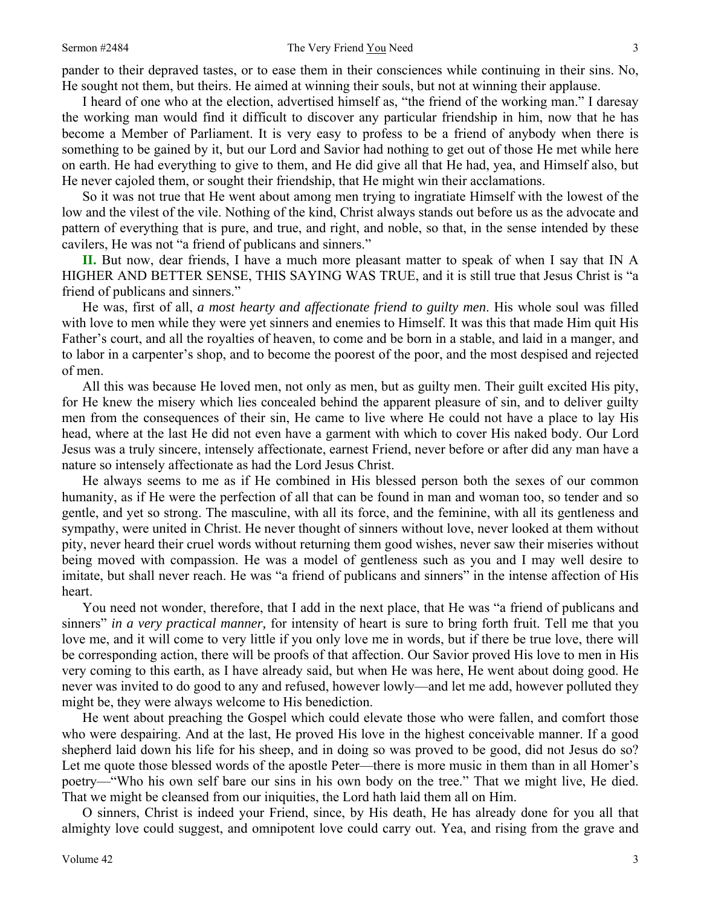pander to their depraved tastes, or to ease them in their consciences while continuing in their sins. No, He sought not them, but theirs. He aimed at winning their souls, but not at winning their applause.

I heard of one who at the election, advertised himself as, "the friend of the working man." I daresay the working man would find it difficult to discover any particular friendship in him, now that he has become a Member of Parliament. It is very easy to profess to be a friend of anybody when there is something to be gained by it, but our Lord and Savior had nothing to get out of those He met while here on earth. He had everything to give to them, and He did give all that He had, yea, and Himself also, but He never cajoled them, or sought their friendship, that He might win their acclamations.

So it was not true that He went about among men trying to ingratiate Himself with the lowest of the low and the vilest of the vile. Nothing of the kind, Christ always stands out before us as the advocate and pattern of everything that is pure, and true, and right, and noble, so that, in the sense intended by these cavilers, He was not "a friend of publicans and sinners."

**II.** But now, dear friends, I have a much more pleasant matter to speak of when I say that IN A HIGHER AND BETTER SENSE, THIS SAYING WAS TRUE, and it is still true that Jesus Christ is "a friend of publicans and sinners."

He was, first of all, *a most hearty and affectionate friend to guilty men*. His whole soul was filled with love to men while they were yet sinners and enemies to Himself. It was this that made Him quit His Father's court, and all the royalties of heaven, to come and be born in a stable, and laid in a manger, and to labor in a carpenter's shop, and to become the poorest of the poor, and the most despised and rejected of men.

All this was because He loved men, not only as men, but as guilty men. Their guilt excited His pity, for He knew the misery which lies concealed behind the apparent pleasure of sin, and to deliver guilty men from the consequences of their sin, He came to live where He could not have a place to lay His head, where at the last He did not even have a garment with which to cover His naked body. Our Lord Jesus was a truly sincere, intensely affectionate, earnest Friend, never before or after did any man have a nature so intensely affectionate as had the Lord Jesus Christ.

He always seems to me as if He combined in His blessed person both the sexes of our common humanity, as if He were the perfection of all that can be found in man and woman too, so tender and so gentle, and yet so strong. The masculine, with all its force, and the feminine, with all its gentleness and sympathy, were united in Christ. He never thought of sinners without love, never looked at them without pity, never heard their cruel words without returning them good wishes, never saw their miseries without being moved with compassion. He was a model of gentleness such as you and I may well desire to imitate, but shall never reach. He was "a friend of publicans and sinners" in the intense affection of His heart.

You need not wonder, therefore, that I add in the next place, that He was "a friend of publicans and sinners" *in a very practical manner,* for intensity of heart is sure to bring forth fruit. Tell me that you love me, and it will come to very little if you only love me in words, but if there be true love, there will be corresponding action, there will be proofs of that affection. Our Savior proved His love to men in His very coming to this earth, as I have already said, but when He was here, He went about doing good. He never was invited to do good to any and refused, however lowly—and let me add, however polluted they might be, they were always welcome to His benediction.

He went about preaching the Gospel which could elevate those who were fallen, and comfort those who were despairing. And at the last, He proved His love in the highest conceivable manner. If a good shepherd laid down his life for his sheep, and in doing so was proved to be good, did not Jesus do so? Let me quote those blessed words of the apostle Peter—there is more music in them than in all Homer's poetry—"Who his own self bare our sins in his own body on the tree." That we might live, He died. That we might be cleansed from our iniquities, the Lord hath laid them all on Him.

O sinners, Christ is indeed your Friend, since, by His death, He has already done for you all that almighty love could suggest, and omnipotent love could carry out. Yea, and rising from the grave and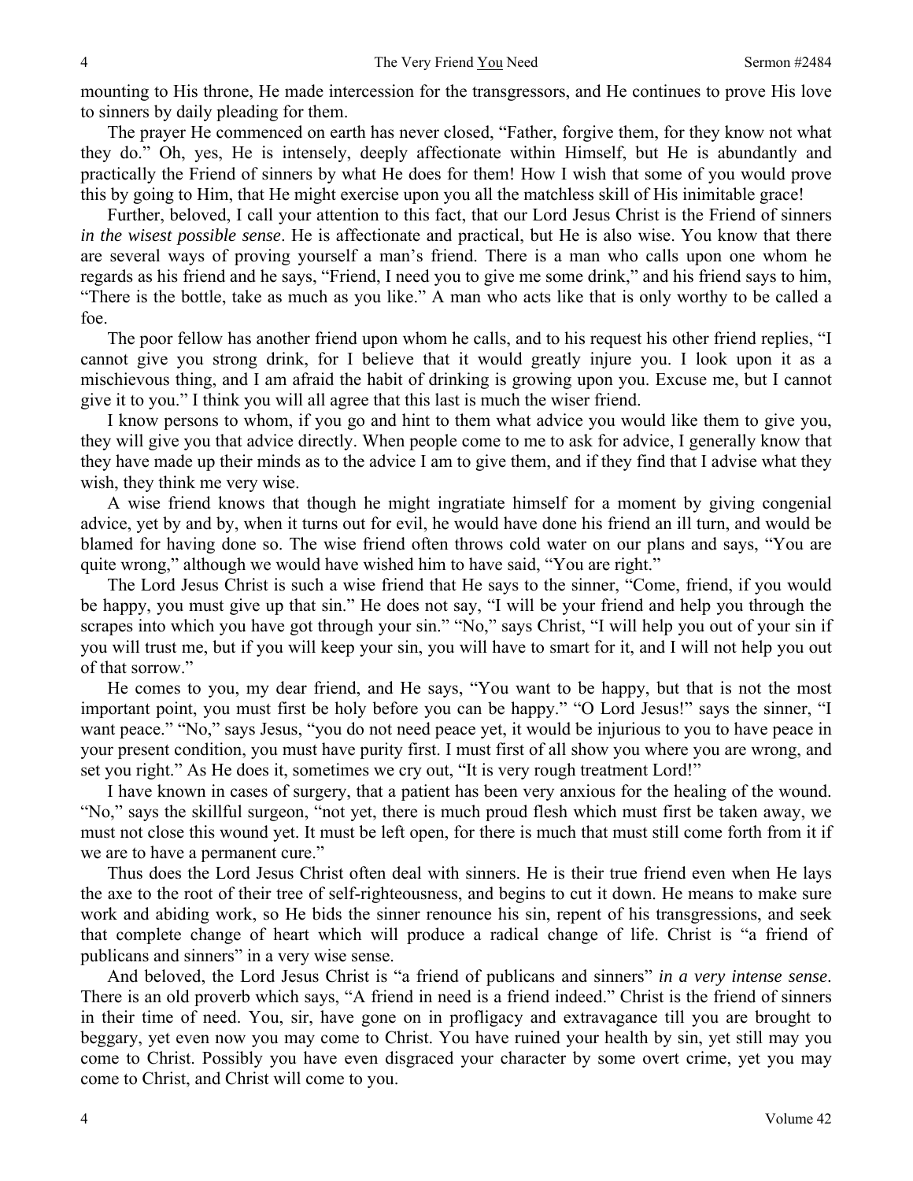mounting to His throne, He made intercession for the transgressors, and He continues to prove His love to sinners by daily pleading for them.

The prayer He commenced on earth has never closed, "Father, forgive them, for they know not what they do." Oh, yes, He is intensely, deeply affectionate within Himself, but He is abundantly and practically the Friend of sinners by what He does for them! How I wish that some of you would prove this by going to Him, that He might exercise upon you all the matchless skill of His inimitable grace!

Further, beloved, I call your attention to this fact, that our Lord Jesus Christ is the Friend of sinners *in the wisest possible sense*. He is affectionate and practical, but He is also wise. You know that there are several ways of proving yourself a man's friend. There is a man who calls upon one whom he regards as his friend and he says, "Friend, I need you to give me some drink," and his friend says to him, "There is the bottle, take as much as you like." A man who acts like that is only worthy to be called a foe.

The poor fellow has another friend upon whom he calls, and to his request his other friend replies, "I cannot give you strong drink, for I believe that it would greatly injure you. I look upon it as a mischievous thing, and I am afraid the habit of drinking is growing upon you. Excuse me, but I cannot give it to you." I think you will all agree that this last is much the wiser friend.

I know persons to whom, if you go and hint to them what advice you would like them to give you, they will give you that advice directly. When people come to me to ask for advice, I generally know that they have made up their minds as to the advice I am to give them, and if they find that I advise what they wish, they think me very wise.

A wise friend knows that though he might ingratiate himself for a moment by giving congenial advice, yet by and by, when it turns out for evil, he would have done his friend an ill turn, and would be blamed for having done so. The wise friend often throws cold water on our plans and says, "You are quite wrong," although we would have wished him to have said, "You are right."

The Lord Jesus Christ is such a wise friend that He says to the sinner, "Come, friend, if you would be happy, you must give up that sin." He does not say, "I will be your friend and help you through the scrapes into which you have got through your sin." "No," says Christ, "I will help you out of your sin if you will trust me, but if you will keep your sin, you will have to smart for it, and I will not help you out of that sorrow."

He comes to you, my dear friend, and He says, "You want to be happy, but that is not the most important point, you must first be holy before you can be happy." "O Lord Jesus!" says the sinner, "I want peace." "No," says Jesus, "you do not need peace yet, it would be injurious to you to have peace in your present condition, you must have purity first. I must first of all show you where you are wrong, and set you right." As He does it, sometimes we cry out, "It is very rough treatment Lord!"

I have known in cases of surgery, that a patient has been very anxious for the healing of the wound. "No," says the skillful surgeon, "not yet, there is much proud flesh which must first be taken away, we must not close this wound yet. It must be left open, for there is much that must still come forth from it if we are to have a permanent cure."

Thus does the Lord Jesus Christ often deal with sinners. He is their true friend even when He lays the axe to the root of their tree of self-righteousness, and begins to cut it down. He means to make sure work and abiding work, so He bids the sinner renounce his sin, repent of his transgressions, and seek that complete change of heart which will produce a radical change of life. Christ is "a friend of publicans and sinners" in a very wise sense.

And beloved, the Lord Jesus Christ is "a friend of publicans and sinners" *in a very intense sense*. There is an old proverb which says, "A friend in need is a friend indeed." Christ is the friend of sinners in their time of need. You, sir, have gone on in profligacy and extravagance till you are brought to beggary, yet even now you may come to Christ. You have ruined your health by sin, yet still may you come to Christ. Possibly you have even disgraced your character by some overt crime, yet you may come to Christ, and Christ will come to you.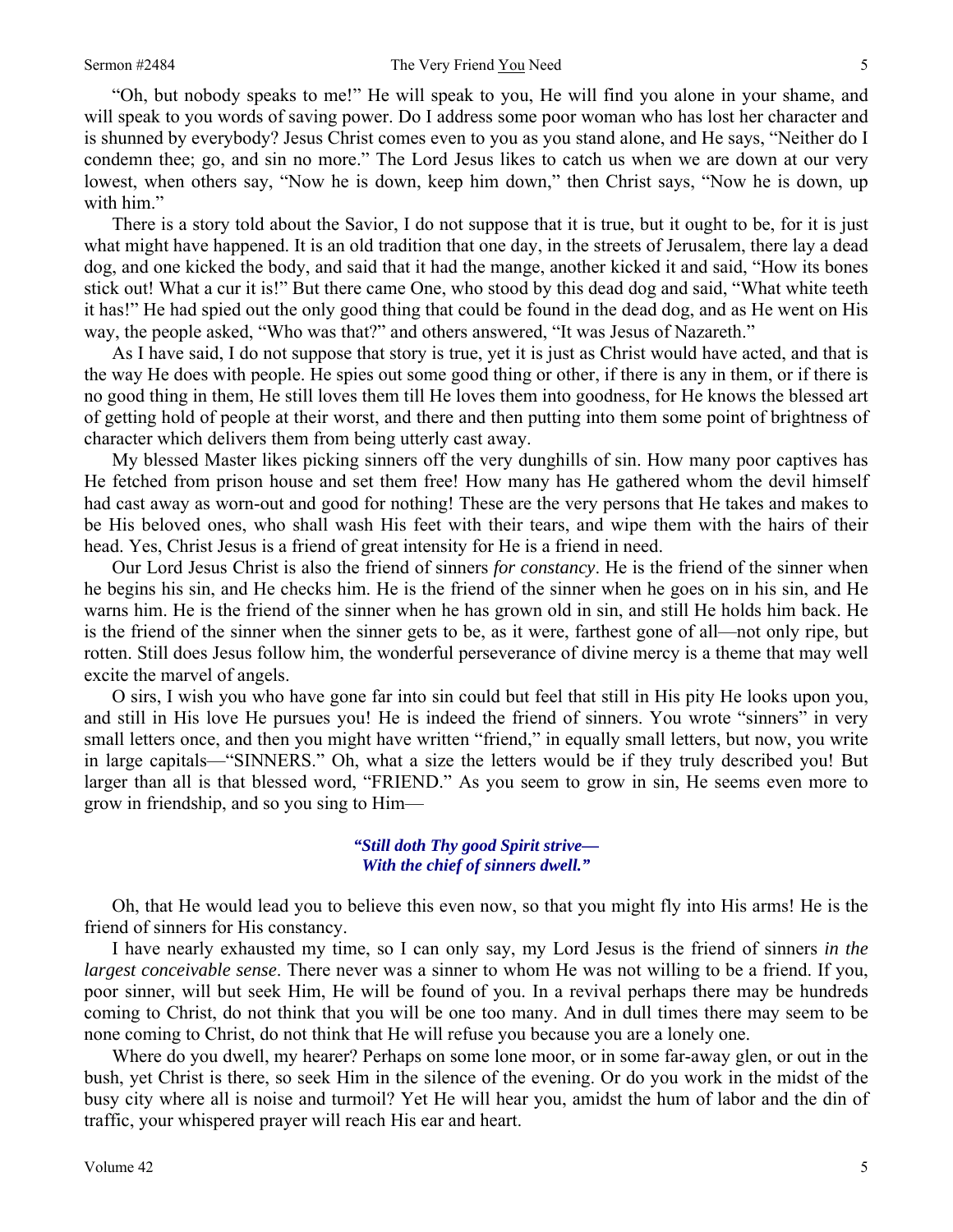"Oh, but nobody speaks to me!" He will speak to you, He will find you alone in your shame, and will speak to you words of saving power. Do I address some poor woman who has lost her character and is shunned by everybody? Jesus Christ comes even to you as you stand alone, and He says, "Neither do I condemn thee; go, and sin no more." The Lord Jesus likes to catch us when we are down at our very lowest, when others say, "Now he is down, keep him down," then Christ says, "Now he is down, up with him."

There is a story told about the Savior, I do not suppose that it is true, but it ought to be, for it is just what might have happened. It is an old tradition that one day, in the streets of Jerusalem, there lay a dead dog, and one kicked the body, and said that it had the mange, another kicked it and said, "How its bones stick out! What a cur it is!" But there came One, who stood by this dead dog and said, "What white teeth it has!" He had spied out the only good thing that could be found in the dead dog, and as He went on His way, the people asked, "Who was that?" and others answered, "It was Jesus of Nazareth."

As I have said, I do not suppose that story is true, yet it is just as Christ would have acted, and that is the way He does with people. He spies out some good thing or other, if there is any in them, or if there is no good thing in them, He still loves them till He loves them into goodness, for He knows the blessed art of getting hold of people at their worst, and there and then putting into them some point of brightness of character which delivers them from being utterly cast away.

My blessed Master likes picking sinners off the very dunghills of sin. How many poor captives has He fetched from prison house and set them free! How many has He gathered whom the devil himself had cast away as worn-out and good for nothing! These are the very persons that He takes and makes to be His beloved ones, who shall wash His feet with their tears, and wipe them with the hairs of their head. Yes, Christ Jesus is a friend of great intensity for He is a friend in need.

Our Lord Jesus Christ is also the friend of sinners *for constancy*. He is the friend of the sinner when he begins his sin, and He checks him. He is the friend of the sinner when he goes on in his sin, and He warns him. He is the friend of the sinner when he has grown old in sin, and still He holds him back. He is the friend of the sinner when the sinner gets to be, as it were, farthest gone of all—not only ripe, but rotten. Still does Jesus follow him, the wonderful perseverance of divine mercy is a theme that may well excite the marvel of angels.

O sirs, I wish you who have gone far into sin could but feel that still in His pity He looks upon you, and still in His love He pursues you! He is indeed the friend of sinners. You wrote "sinners" in very small letters once, and then you might have written "friend," in equally small letters, but now, you write in large capitals—"SINNERS." Oh, what a size the letters would be if they truly described you! But larger than all is that blessed word, "FRIEND." As you seem to grow in sin, He seems even more to grow in friendship, and so you sing to Him—

> ***"Still doth Thy good Spirit strive—***
> ***With the chief of sinners dwell."***

Oh, that He would lead you to believe this even now, so that you might fly into His arms! He is the friend of sinners for His constancy.

I have nearly exhausted my time, so I can only say, my Lord Jesus is the friend of sinners *in the largest conceivable sense*. There never was a sinner to whom He was not willing to be a friend. If you, poor sinner, will but seek Him, He will be found of you. In a revival perhaps there may be hundreds coming to Christ, do not think that you will be one too many. And in dull times there may seem to be none coming to Christ, do not think that He will refuse you because you are a lonely one.

Where do you dwell, my hearer? Perhaps on some lone moor, or in some far-away glen, or out in the bush, yet Christ is there, so seek Him in the silence of the evening. Or do you work in the midst of the busy city where all is noise and turmoil? Yet He will hear you, amidst the hum of labor and the din of traffic, your whispered prayer will reach His ear and heart.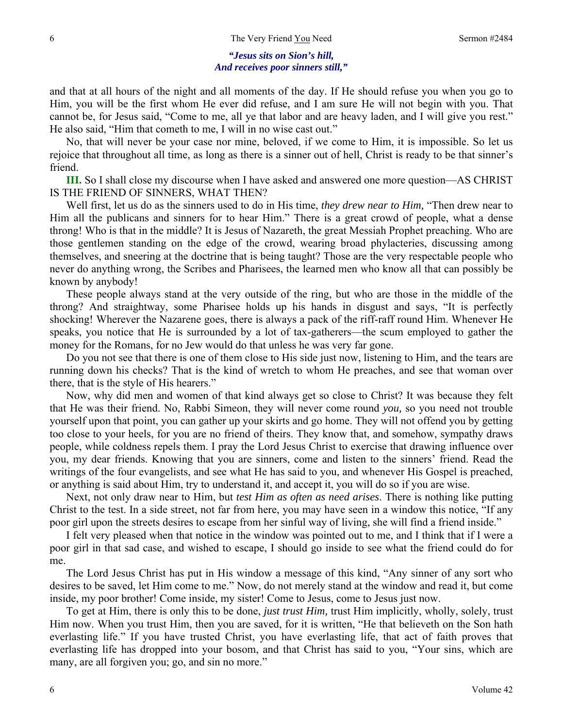*"Jesus sits on Sion's hill,*
*And receives poor sinners still,"*

and that at all hours of the night and all moments of the day. If He should refuse you when you go to Him, you will be the first whom He ever did refuse, and I am sure He will not begin with you. That cannot be, for Jesus said, "Come to me, all ye that labor and are heavy laden, and I will give you rest." He also said, "Him that cometh to me, I will in no wise cast out."

No, that will never be your case nor mine, beloved, if we come to Him, it is impossible. So let us rejoice that throughout all time, as long as there is a sinner out of hell, Christ is ready to be that sinner's friend.

**III.** So I shall close my discourse when I have asked and answered one more question—AS CHRIST IS THE FRIEND OF SINNERS, WHAT THEN?

Well first, let us do as the sinners used to do in His time, *they drew near to Him,* "Then drew near to Him all the publicans and sinners for to hear Him." There is a great crowd of people, what a dense throng! Who is that in the middle? It is Jesus of Nazareth, the great Messiah Prophet preaching. Who are those gentlemen standing on the edge of the crowd, wearing broad phylacteries, discussing among themselves, and sneering at the doctrine that is being taught? Those are the very respectable people who never do anything wrong, the Scribes and Pharisees, the learned men who know all that can possibly be known by anybody!

These people always stand at the very outside of the ring, but who are those in the middle of the throng? And straightway, some Pharisee holds up his hands in disgust and says, "It is perfectly shocking! Wherever the Nazarene goes, there is always a pack of the riff-raff round Him. Whenever He speaks, you notice that He is surrounded by a lot of tax-gatherers—the scum employed to gather the money for the Romans, for no Jew would do that unless he was very far gone.

Do you not see that there is one of them close to His side just now, listening to Him, and the tears are running down his checks? That is the kind of wretch to whom He preaches, and see that woman over there, that is the style of His hearers."

Now, why did men and women of that kind always get so close to Christ? It was because they felt that He was their friend. No, Rabbi Simeon, they will never come round *you,* so you need not trouble yourself upon that point, you can gather up your skirts and go home. They will not offend you by getting too close to your heels, for you are no friend of theirs. They know that, and somehow, sympathy draws people, while coldness repels them. I pray the Lord Jesus Christ to exercise that drawing influence over you, my dear friends. Knowing that you are sinners, come and listen to the sinners' friend. Read the writings of the four evangelists, and see what He has said to you, and whenever His Gospel is preached, or anything is said about Him, try to understand it, and accept it, you will do so if you are wise.

Next, not only draw near to Him, but *test Him as often as need arises*. There is nothing like putting Christ to the test. In a side street, not far from here, you may have seen in a window this notice, "If any poor girl upon the streets desires to escape from her sinful way of living, she will find a friend inside."

I felt very pleased when that notice in the window was pointed out to me, and I think that if I were a poor girl in that sad case, and wished to escape, I should go inside to see what the friend could do for me.

The Lord Jesus Christ has put in His window a message of this kind, "Any sinner of any sort who desires to be saved, let Him come to me." Now, do not merely stand at the window and read it, but come inside, my poor brother! Come inside, my sister! Come to Jesus, come to Jesus just now.

To get at Him, there is only this to be done, *just trust Him,* trust Him implicitly, wholly, solely, trust Him now. When you trust Him, then you are saved, for it is written, "He that believeth on the Son hath everlasting life." If you have trusted Christ, you have everlasting life, that act of faith proves that everlasting life has dropped into your bosom, and that Christ has said to you, "Your sins, which are many, are all forgiven you; go, and sin no more."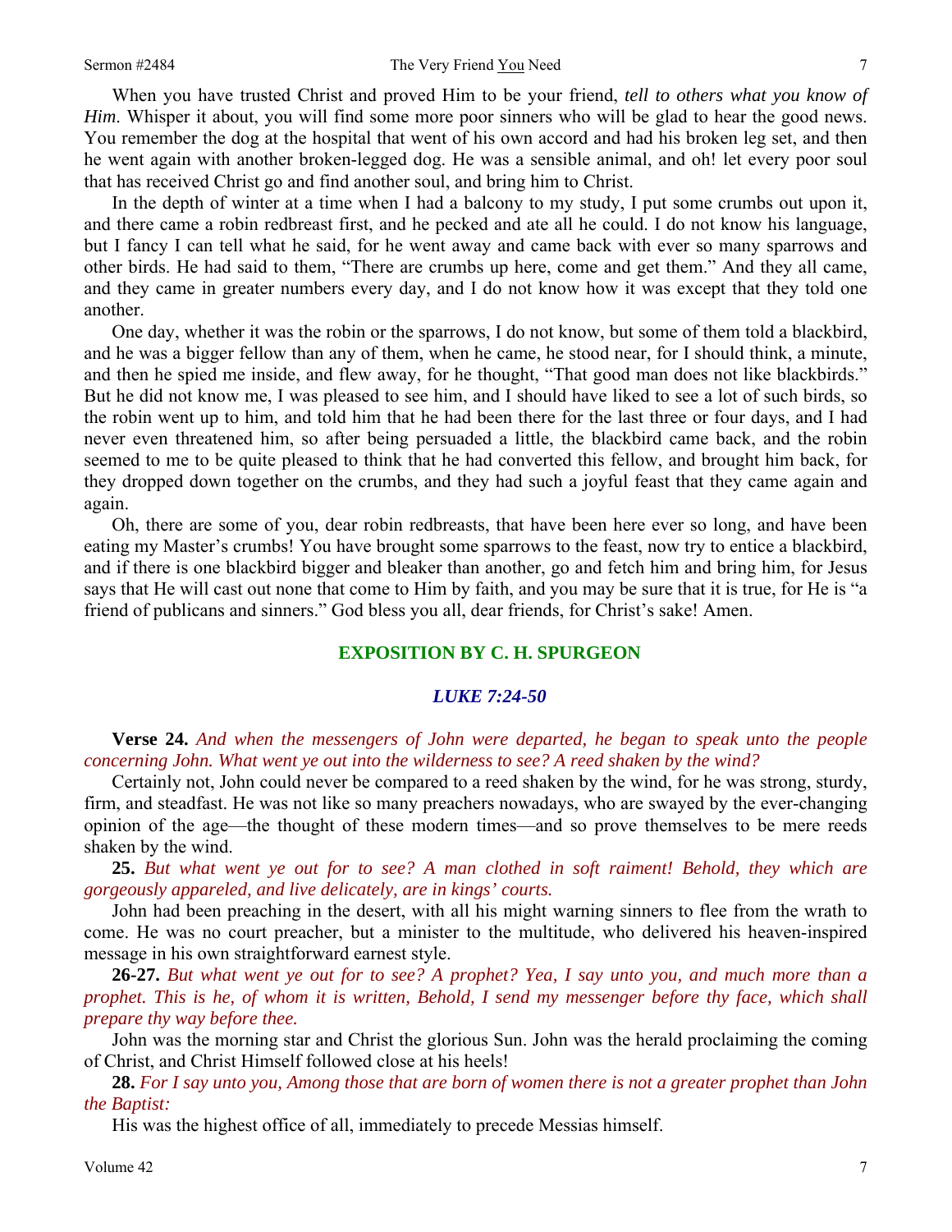When you have trusted Christ and proved Him to be your friend, *tell to others what you know of Him*. Whisper it about, you will find some more poor sinners who will be glad to hear the good news. You remember the dog at the hospital that went of his own accord and had his broken leg set, and then he went again with another broken-legged dog. He was a sensible animal, and oh! let every poor soul that has received Christ go and find another soul, and bring him to Christ.

In the depth of winter at a time when I had a balcony to my study, I put some crumbs out upon it, and there came a robin redbreast first, and he pecked and ate all he could. I do not know his language, but I fancy I can tell what he said, for he went away and came back with ever so many sparrows and other birds. He had said to them, "There are crumbs up here, come and get them." And they all came, and they came in greater numbers every day, and I do not know how it was except that they told one another.

One day, whether it was the robin or the sparrows, I do not know, but some of them told a blackbird, and he was a bigger fellow than any of them, when he came, he stood near, for I should think, a minute, and then he spied me inside, and flew away, for he thought, "That good man does not like blackbirds." But he did not know me, I was pleased to see him, and I should have liked to see a lot of such birds, so the robin went up to him, and told him that he had been there for the last three or four days, and I had never even threatened him, so after being persuaded a little, the blackbird came back, and the robin seemed to me to be quite pleased to think that he had converted this fellow, and brought him back, for they dropped down together on the crumbs, and they had such a joyful feast that they came again and again.

Oh, there are some of you, dear robin redbreasts, that have been here ever so long, and have been eating my Master's crumbs! You have brought some sparrows to the feast, now try to entice a blackbird, and if there is one blackbird bigger and bleaker than another, go and fetch him and bring him, for Jesus says that He will cast out none that come to Him by faith, and you may be sure that it is true, for He is "a friend of publicans and sinners." God bless you all, dear friends, for Christ's sake! Amen.

## EXPOSITION BY C. H. SPURGEON

### *LUKE 7:24-50*

**Verse 24.** *And when the messengers of John were departed, he began to speak unto the people concerning John. What went ye out into the wilderness to see? A reed shaken by the wind?*

Certainly not, John could never be compared to a reed shaken by the wind, for he was strong, sturdy, firm, and steadfast. He was not like so many preachers nowadays, who are swayed by the ever-changing opinion of the age—the thought of these modern times—and so prove themselves to be mere reeds shaken by the wind.

**25.** *But what went ye out for to see? A man clothed in soft raiment! Behold, they which are gorgeously appareled, and live delicately, are in kings' courts.*

John had been preaching in the desert, with all his might warning sinners to flee from the wrath to come. He was no court preacher, but a minister to the multitude, who delivered his heaven-inspired message in his own straightforward earnest style.

**26-27.** *But what went ye out for to see? A prophet? Yea, I say unto you, and much more than a prophet. This is he, of whom it is written, Behold, I send my messenger before thy face, which shall prepare thy way before thee.*

John was the morning star and Christ the glorious Sun. John was the herald proclaiming the coming of Christ, and Christ Himself followed close at his heels!

**28.** *For I say unto you, Among those that are born of women there is not a greater prophet than John the Baptist:*

His was the highest office of all, immediately to precede Messias himself.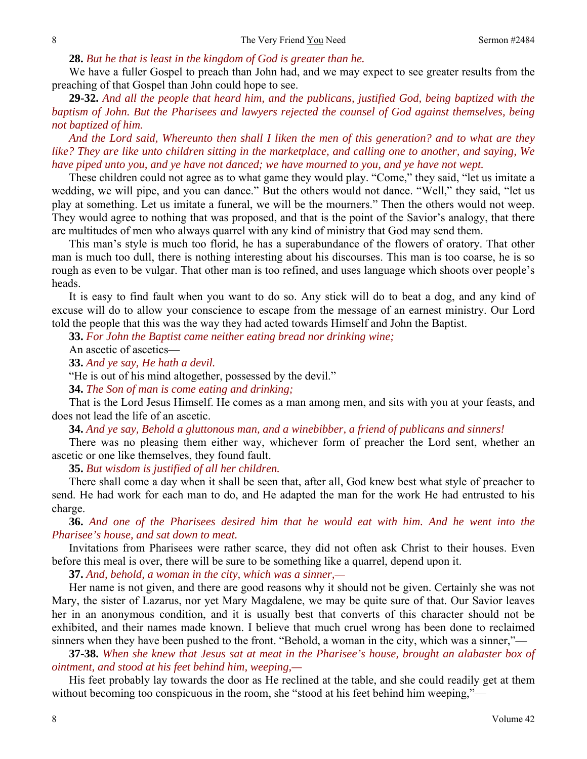**28.** *But he that is least in the kingdom of God is greater than he.*

We have a fuller Gospel to preach than John had, and we may expect to see greater results from the preaching of that Gospel than John could hope to see.

**29-32.** *And all the people that heard him, and the publicans, justified God, being baptized with the baptism of John. But the Pharisees and lawyers rejected the counsel of God against themselves, being not baptized of him.*

*And the Lord said, Whereunto then shall I liken the men of this generation? and to what are they like? They are like unto children sitting in the marketplace, and calling one to another, and saying, We have piped unto you, and ye have not danced; we have mourned to you, and ye have not wept.*

These children could not agree as to what game they would play. "Come," they said, "let us imitate a wedding, we will pipe, and you can dance." But the others would not dance. "Well," they said, "let us play at something. Let us imitate a funeral, we will be the mourners." Then the others would not weep. They would agree to nothing that was proposed, and that is the point of the Savior's analogy, that there are multitudes of men who always quarrel with any kind of ministry that God may send them.

This man's style is much too florid, he has a superabundance of the flowers of oratory. That other man is much too dull, there is nothing interesting about his discourses. This man is too coarse, he is so rough as even to be vulgar. That other man is too refined, and uses language which shoots over people's heads.

It is easy to find fault when you want to do so. Any stick will do to beat a dog, and any kind of excuse will do to allow your conscience to escape from the message of an earnest ministry. Our Lord told the people that this was the way they had acted towards Himself and John the Baptist.

**33.** *For John the Baptist came neither eating bread nor drinking wine;*

An ascetic of ascetics—

**33.** *And ye say, He hath a devil.*

"He is out of his mind altogether, possessed by the devil."

**34.** *The Son of man is come eating and drinking;*

That is the Lord Jesus Himself. He comes as a man among men, and sits with you at your feasts, and does not lead the life of an ascetic.

**34.** *And ye say, Behold a gluttonous man, and a winebibber, a friend of publicans and sinners!*

There was no pleasing them either way, whichever form of preacher the Lord sent, whether an ascetic or one like themselves, they found fault.

**35.** *But wisdom is justified of all her children.*

There shall come a day when it shall be seen that, after all, God knew best what style of preacher to send. He had work for each man to do, and He adapted the man for the work He had entrusted to his charge.

**36.** *And one of the Pharisees desired him that he would eat with him. And he went into the Pharisee's house, and sat down to meat.*

Invitations from Pharisees were rather scarce, they did not often ask Christ to their houses. Even before this meal is over, there will be sure to be something like a quarrel, depend upon it.

**37.** *And, behold, a woman in the city, which was a sinner,—*

Her name is not given, and there are good reasons why it should not be given. Certainly she was not Mary, the sister of Lazarus, nor yet Mary Magdalene, we may be quite sure of that. Our Savior leaves her in an anonymous condition, and it is usually best that converts of this character should not be exhibited, and their names made known. I believe that much cruel wrong has been done to reclaimed sinners when they have been pushed to the front. "Behold, a woman in the city, which was a sinner,"—

**37-38.** *When she knew that Jesus sat at meat in the Pharisee's house, brought an alabaster box of ointment, and stood at his feet behind him, weeping,—*

His feet probably lay towards the door as He reclined at the table, and she could readily get at them without becoming too conspicuous in the room, she "stood at his feet behind him weeping,"—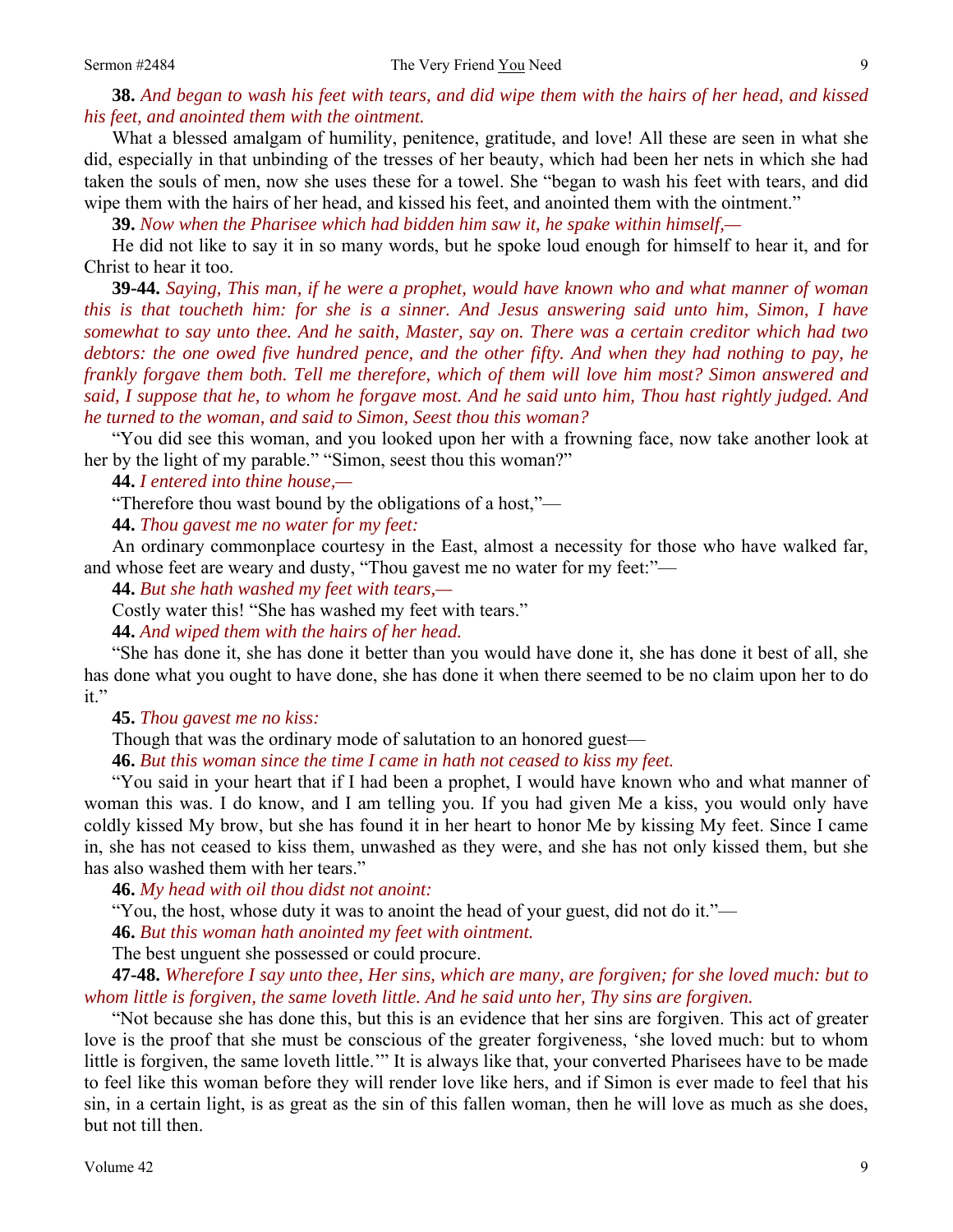**38.** *And began to wash his feet with tears, and did wipe them with the hairs of her head, and kissed his feet, and anointed them with the ointment.*

What a blessed amalgam of humility, penitence, gratitude, and love! All these are seen in what she did, especially in that unbinding of the tresses of her beauty, which had been her nets in which she had taken the souls of men, now she uses these for a towel. She "began to wash his feet with tears, and did wipe them with the hairs of her head, and kissed his feet, and anointed them with the ointment."

**39.** *Now when the Pharisee which had bidden him saw it, he spake within himself,—*

He did not like to say it in so many words, but he spoke loud enough for himself to hear it, and for Christ to hear it too.

**39-44.** *Saying, This man, if he were a prophet, would have known who and what manner of woman this is that toucheth him: for she is a sinner. And Jesus answering said unto him, Simon, I have somewhat to say unto thee. And he saith, Master, say on. There was a certain creditor which had two debtors: the one owed five hundred pence, and the other fifty. And when they had nothing to pay, he frankly forgave them both. Tell me therefore, which of them will love him most? Simon answered and said, I suppose that he, to whom he forgave most. And he said unto him, Thou hast rightly judged. And he turned to the woman, and said to Simon, Seest thou this woman?*

"You did see this woman, and you looked upon her with a frowning face, now take another look at her by the light of my parable." "Simon, seest thou this woman?"

**44.** *I entered into thine house,—*

"Therefore thou wast bound by the obligations of a host,"—

**44.** *Thou gavest me no water for my feet:*

An ordinary commonplace courtesy in the East, almost a necessity for those who have walked far, and whose feet are weary and dusty, "Thou gavest me no water for my feet:"—

**44.** *But she hath washed my feet with tears,—*

Costly water this! "She has washed my feet with tears."

**44.** *And wiped them with the hairs of her head.*

"She has done it, she has done it better than you would have done it, she has done it best of all, she has done what you ought to have done, she has done it when there seemed to be no claim upon her to do it."

**45.** *Thou gavest me no kiss:*

Though that was the ordinary mode of salutation to an honored guest—

**46.** *But this woman since the time I came in hath not ceased to kiss my feet.*

"You said in your heart that if I had been a prophet, I would have known who and what manner of woman this was. I do know, and I am telling you. If you had given Me a kiss, you would only have coldly kissed My brow, but she has found it in her heart to honor Me by kissing My feet. Since I came in, she has not ceased to kiss them, unwashed as they were, and she has not only kissed them, but she has also washed them with her tears."

**46.** *My head with oil thou didst not anoint:*

"You, the host, whose duty it was to anoint the head of your guest, did not do it."—

**46.** *But this woman hath anointed my feet with ointment.*

The best unguent she possessed or could procure.

**47-48.** *Wherefore I say unto thee, Her sins, which are many, are forgiven; for she loved much: but to whom little is forgiven, the same loveth little. And he said unto her, Thy sins are forgiven.*

"Not because she has done this, but this is an evidence that her sins are forgiven. This act of greater love is the proof that she must be conscious of the greater forgiveness, 'she loved much: but to whom little is forgiven, the same loveth little.'" It is always like that, your converted Pharisees have to be made to feel like this woman before they will render love like hers, and if Simon is ever made to feel that his sin, in a certain light, is as great as the sin of this fallen woman, then he will love as much as she does, but not till then.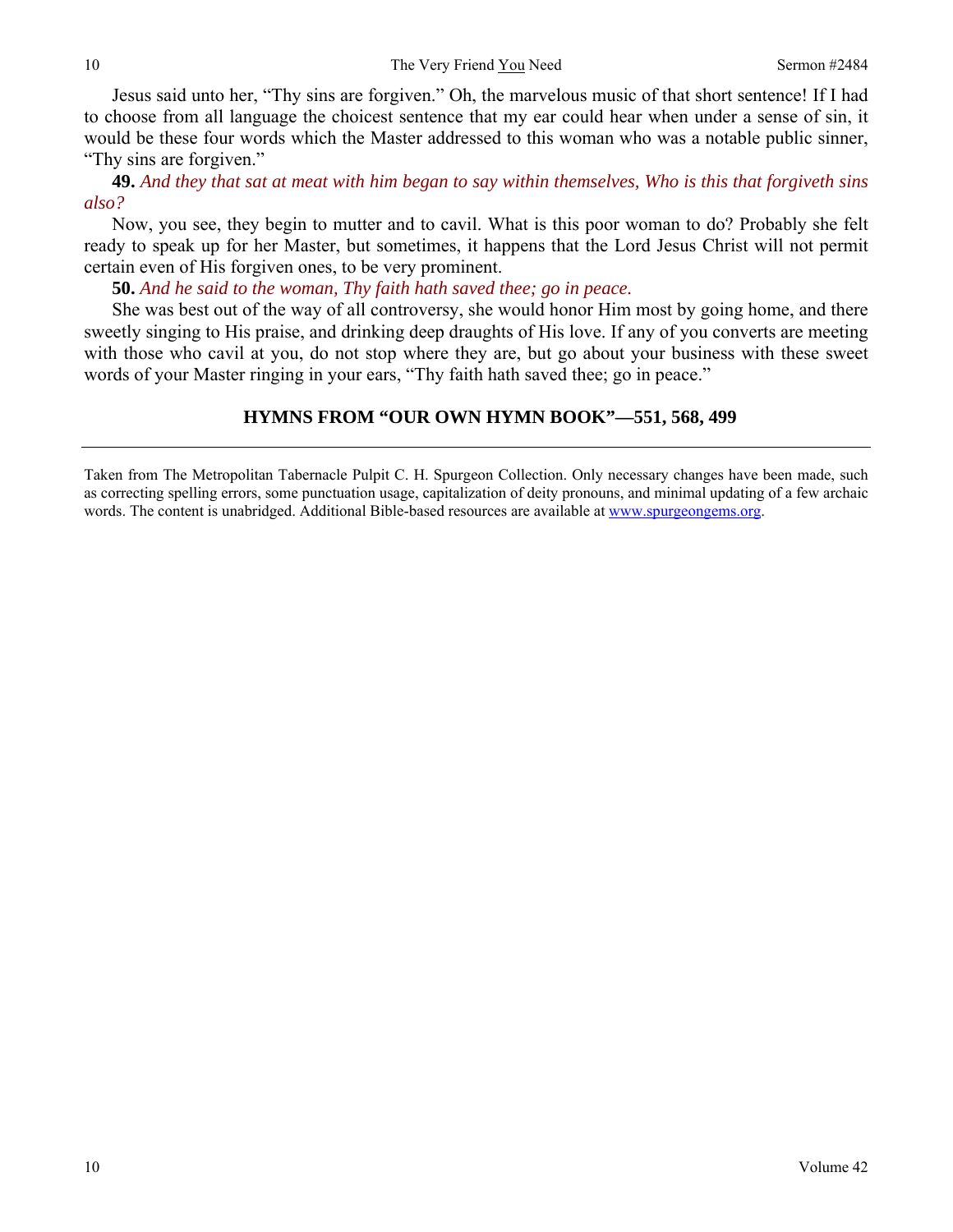Jesus said unto her, "Thy sins are forgiven." Oh, the marvelous music of that short sentence! If I had to choose from all language the choicest sentence that my ear could hear when under a sense of sin, it would be these four words which the Master addressed to this woman who was a notable public sinner, "Thy sins are forgiven."

**49.** *And they that sat at meat with him began to say within themselves, Who is this that forgiveth sins also?*

Now, you see, they begin to mutter and to cavil. What is this poor woman to do? Probably she felt ready to speak up for her Master, but sometimes, it happens that the Lord Jesus Christ will not permit certain even of His forgiven ones, to be very prominent.

**50.** *And he said to the woman, Thy faith hath saved thee; go in peace.*

She was best out of the way of all controversy, she would honor Him most by going home, and there sweetly singing to His praise, and drinking deep draughts of His love. If any of you converts are meeting with those who cavil at you, do not stop where they are, but go about your business with these sweet words of your Master ringing in your ears, "Thy faith hath saved thee; go in peace."

## HYMNS FROM "OUR OWN HYMN BOOK"—551, 568, 499

---

Taken from The Metropolitan Tabernacle Pulpit C. H. Spurgeon Collection. Only necessary changes have been made, such as correcting spelling errors, some punctuation usage, capitalization of deity pronouns, and minimal updating of a few archaic words. The content is unabridged. Additional Bible-based resources are available at www.spurgeongems.org.